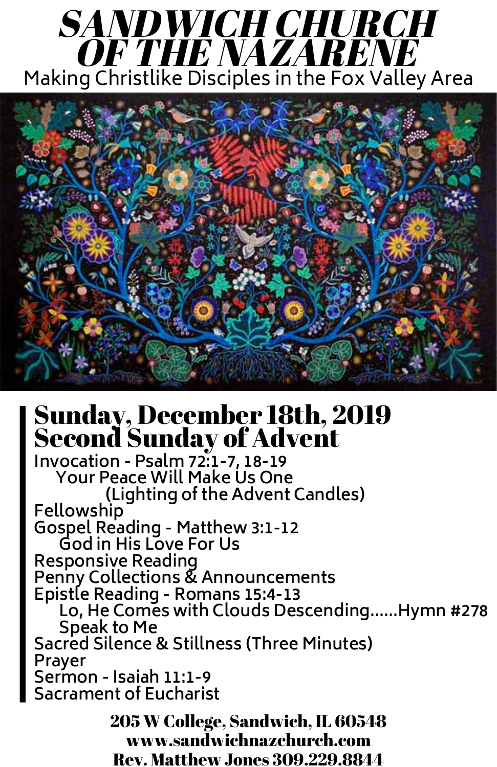# SANDWICH CHURCH OF THE NAZARENE

Making Christlike Disciples in the Fox Valley Area

## Sunday, December 18th, 2019
## Second Sunday of Advent

Invocation - Psalm 72:1-7, 18-19
  Your Peace Will Make Us One
    (Lighting of the Advent Candles)
Fellowship
Gospel Reading - Matthew 3:1-12
  God in His Love For Us
Responsive Reading
Penny Collections & Announcements
Epistle Reading - Romans 15:4-13
  Lo, He Comes with Clouds Descending......Hymn #278
  Speak to Me
Sacred Silence & Stillness (Three Minutes)
Prayer
Sermon - Isaiah 11:1-9
Sacrament of Eucharist

**205 W College, Sandwich, IL 60548**
**www.sandwichnazchurch.com**
**Rev. Matthew Jones 309.229.8844**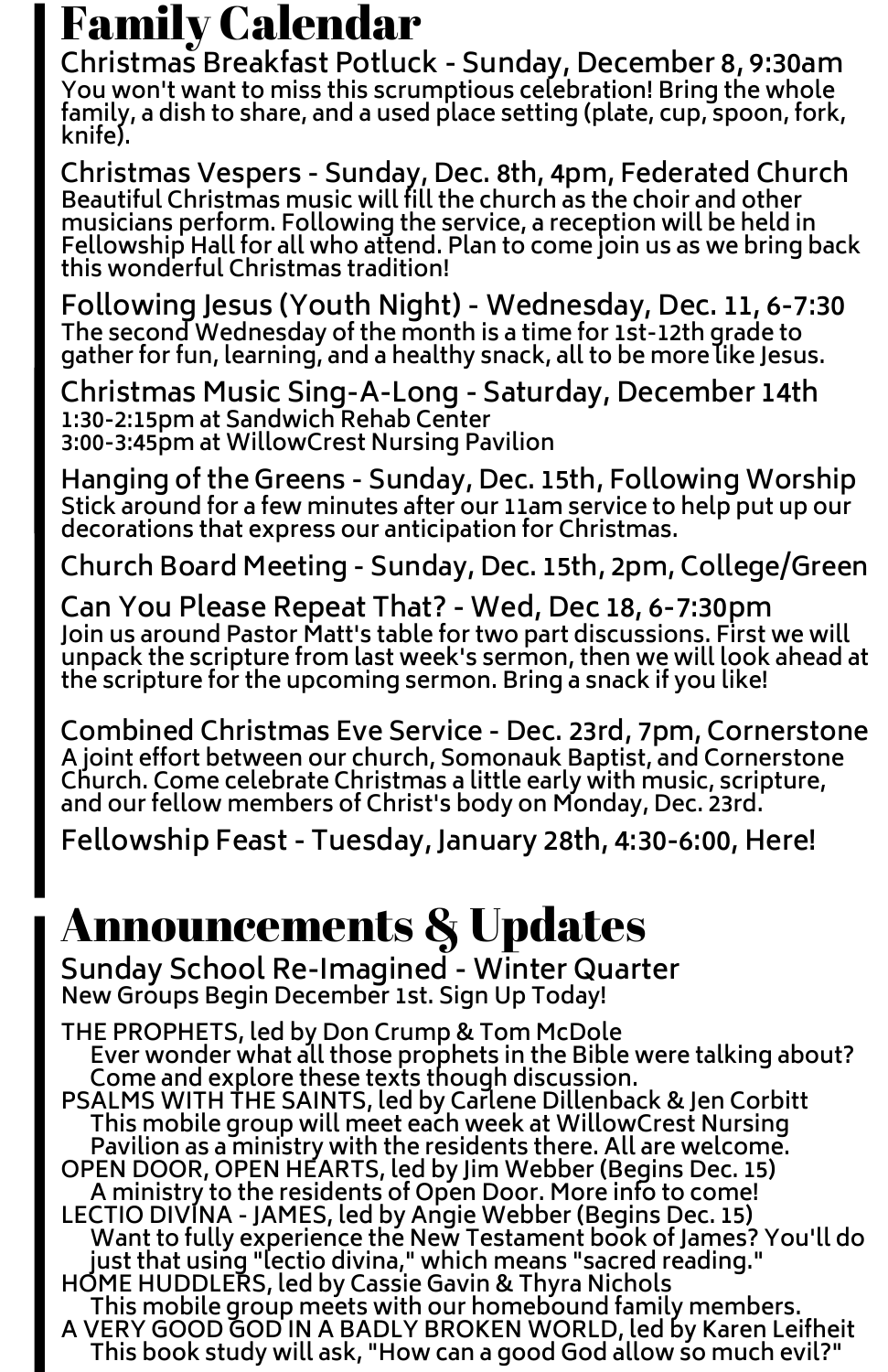# Family Calendar

### Christmas Breakfast Potluck - Sunday, December 8, 9:30am

You won't want to miss this scrumptious celebration! Bring the whole family, a dish to share, and a used place setting (plate, cup, spoon, fork, knife).

### Christmas Vespers - Sunday, Dec. 8th, 4pm, Federated Church

Beautiful Christmas music will fill the church as the choir and other musicians perform. Following the service, a reception will be held in Fellowship Hall for all who attend. Plan to come join us as we bring back this wonderful Christmas tradition!

### Following Jesus (Youth Night) - Wednesday, Dec. 11, 6-7:30

The second Wednesday of the month is a time for 1st-12th grade to gather for fun, learning, and a healthy snack, all to be more like Jesus.

### Christmas Music Sing-A-Long - Saturday, December 14th

1:30-2:15pm at Sandwich Rehab Center
3:00-3:45pm at WillowCrest Nursing Pavilion

### Hanging of the Greens - Sunday, Dec. 15th, Following Worship

Stick around for a few minutes after our 11am service to help put up our decorations that express our anticipation for Christmas.

### Church Board Meeting - Sunday, Dec. 15th, 2pm, College/Green

### Can You Please Repeat That? - Wed, Dec 18, 6-7:30pm

Join us around Pastor Matt's table for two part discussions. First we will unpack the scripture from last week's sermon, then we will look ahead at the scripture for the upcoming sermon. Bring a snack if you like!

### Combined Christmas Eve Service - Dec. 23rd, 7pm, Cornerstone

A joint effort between our church, Somonauk Baptist, and Cornerstone Church. Come celebrate Christmas a little early with music, scripture, and our fellow members of Christ's body on Monday, Dec. 23rd.

### Fellowship Feast - Tuesday, January 28th, 4:30-6:00, Here!

# Announcements & Updates

### Sunday School Re-Imagined - Winter Quarter

New Groups Begin December 1st. Sign Up Today!

THE PROPHETS, led by Don Crump & Tom McDole
Ever wonder what all those prophets in the Bible were talking about? Come and explore these texts though discussion.

PSALMS WITH THE SAINTS, led by Carlene Dillenback & Jen Corbitt
This mobile group will meet each week at WillowCrest Nursing Pavilion as a ministry with the residents there. All are welcome.

OPEN DOOR, OPEN HEARTS, led by Jim Webber (Begins Dec. 15)
A ministry to the residents of Open Door. More info to come!

LECTIO DIVINA - JAMES, led by Angie Webber (Begins Dec. 15)
Want to fully experience the New Testament book of James? You'll do just that using "lectio divina," which means "sacred reading."

HOME HUDDLERS, led by Cassie Gavin & Thyra Nichols
This mobile group meets with our homebound family members.

A VERY GOOD GOD IN A BADLY BROKEN WORLD, led by Karen Leifheit
This book study will ask, "How can a good God allow so much evil?"